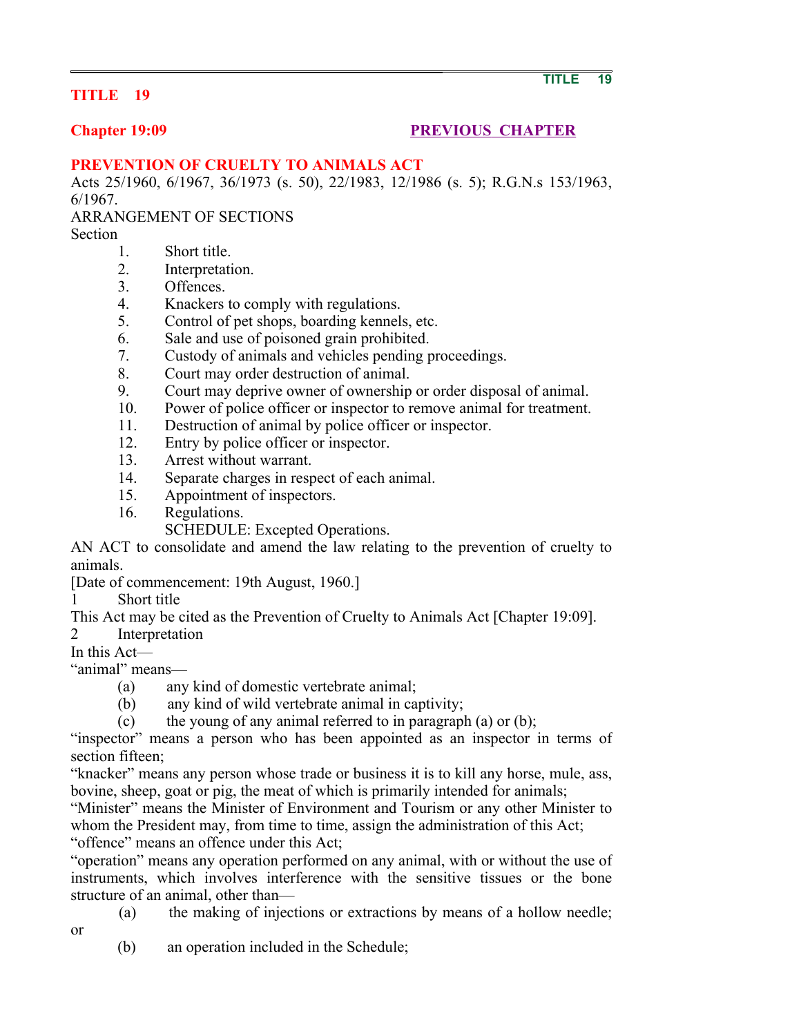# TITLE 19

## Chapter 19:09

PREVIOUS CHAPTER

## PREVENTION OF CRUELTY TO ANIMALS ACT

Acts 25/1960, 6/1967, 36/1973 (s. 50), 22/1983, 12/1986 (s. 5); R.G.N.s 153/1963, 6/1967.

ARRANGEMENT OF SECTIONS

Section

1. Short title.
2. Interpretation.
3. Offences.
4. Knackers to comply with regulations.
5. Control of pet shops, boarding kennels, etc.
6. Sale and use of poisoned grain prohibited.
7. Custody of animals and vehicles pending proceedings.
8. Court may order destruction of animal.
9. Court may deprive owner of ownership or order disposal of animal.
10. Power of police officer or inspector to remove animal for treatment.
11. Destruction of animal by police officer or inspector.
12. Entry by police officer or inspector.
13. Arrest without warrant.
14. Separate charges in respect of each animal.
15. Appointment of inspectors.
16. Regulations.

SCHEDULE: Excepted Operations.

AN ACT to consolidate and amend the law relating to the prevention of cruelty to animals.

[Date of commencement: 19th August, 1960.]

1 Short title

This Act may be cited as the Prevention of Cruelty to Animals Act [Chapter 19:09].

2 Interpretation

In this Act—

"animal" means—

(a) any kind of domestic vertebrate animal;

(b) any kind of wild vertebrate animal in captivity;

(c) the young of any animal referred to in paragraph (a) or (b);

"inspector" means a person who has been appointed as an inspector in terms of section fifteen;

"knacker" means any person whose trade or business it is to kill any horse, mule, ass, bovine, sheep, goat or pig, the meat of which is primarily intended for animals;

"Minister" means the Minister of Environment and Tourism or any other Minister to whom the President may, from time to time, assign the administration of this Act;

"offence" means an offence under this Act;

"operation" means any operation performed on any animal, with or without the use of instruments, which involves interference with the sensitive tissues or the bone structure of an animal, other than—

(a) the making of injections or extractions by means of a hollow needle; or

(b) an operation included in the Schedule;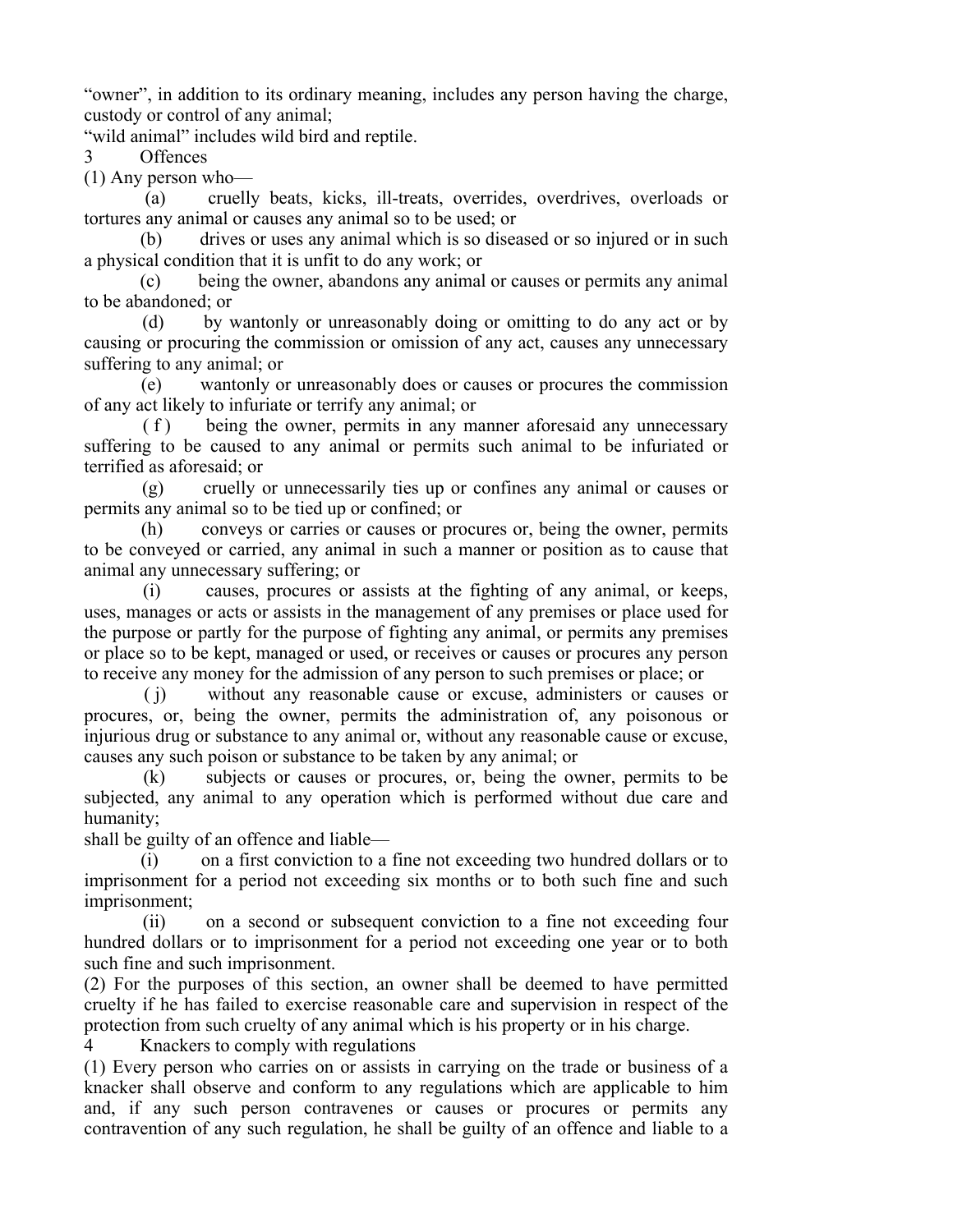"owner", in addition to its ordinary meaning, includes any person having the charge, custody or control of any animal;

"wild animal" includes wild bird and reptile.

## 3 Offences

(1) Any person who—

(a) cruelly beats, kicks, ill-treats, overrides, overdrives, overloads or tortures any animal or causes any animal so to be used; or

(b) drives or uses any animal which is so diseased or so injured or in such a physical condition that it is unfit to do any work; or

(c) being the owner, abandons any animal or causes or permits any animal to be abandoned; or

(d) by wantonly or unreasonably doing or omitting to do any act or by causing or procuring the commission or omission of any act, causes any unnecessary suffering to any animal; or

(e) wantonly or unreasonably does or causes or procures the commission of any act likely to infuriate or terrify any animal; or

(f) being the owner, permits in any manner aforesaid any unnecessary suffering to be caused to any animal or permits such animal to be infuriated or terrified as aforesaid; or

(g) cruelly or unnecessarily ties up or confines any animal or causes or permits any animal so to be tied up or confined; or

(h) conveys or carries or causes or procures or, being the owner, permits to be conveyed or carried, any animal in such a manner or position as to cause that animal any unnecessary suffering; or

(i) causes, procures or assists at the fighting of any animal, or keeps, uses, manages or acts or assists in the management of any premises or place used for the purpose or partly for the purpose of fighting any animal, or permits any premises or place so to be kept, managed or used, or receives or causes or procures any person to receive any money for the admission of any person to such premises or place; or

(j) without any reasonable cause or excuse, administers or causes or procures, or, being the owner, permits the administration of, any poisonous or injurious drug or substance to any animal or, without any reasonable cause or excuse, causes any such poison or substance to be taken by any animal; or

(k) subjects or causes or procures, or, being the owner, permits to be subjected, any animal to any operation which is performed without due care and humanity;

shall be guilty of an offence and liable—

(i) on a first conviction to a fine not exceeding two hundred dollars or to imprisonment for a period not exceeding six months or to both such fine and such imprisonment;

(ii) on a second or subsequent conviction to a fine not exceeding four hundred dollars or to imprisonment for a period not exceeding one year or to both such fine and such imprisonment.

(2) For the purposes of this section, an owner shall be deemed to have permitted cruelty if he has failed to exercise reasonable care and supervision in respect of the protection from such cruelty of any animal which is his property or in his charge.

## 4 Knackers to comply with regulations

(1) Every person who carries on or assists in carrying on the trade or business of a knacker shall observe and conform to any regulations which are applicable to him and, if any such person contravenes or causes or procures or permits any contravention of any such regulation, he shall be guilty of an offence and liable to a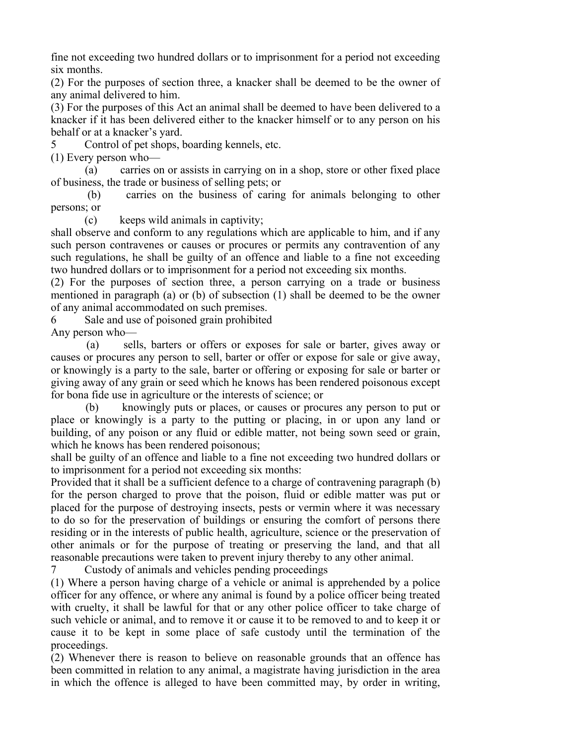fine not exceeding two hundred dollars or to imprisonment for a period not exceeding six months.

(2) For the purposes of section three, a knacker shall be deemed to be the owner of any animal delivered to him.

(3) For the purposes of this Act an animal shall be deemed to have been delivered to a knacker if it has been delivered either to the knacker himself or to any person on his behalf or at a knacker's yard.

### 5 Control of pet shops, boarding kennels, etc.

(1) Every person who—

(a) carries on or assists in carrying on in a shop, store or other fixed place of business, the trade or business of selling pets; or

(b) carries on the business of caring for animals belonging to other persons; or

(c) keeps wild animals in captivity;

shall observe and conform to any regulations which are applicable to him, and if any such person contravenes or causes or procures or permits any contravention of any such regulations, he shall be guilty of an offence and liable to a fine not exceeding two hundred dollars or to imprisonment for a period not exceeding six months.

(2) For the purposes of section three, a person carrying on a trade or business mentioned in paragraph (a) or (b) of subsection (1) shall be deemed to be the owner of any animal accommodated on such premises.

### 6 Sale and use of poisoned grain prohibited

Any person who—

(a) sells, barters or offers or exposes for sale or barter, gives away or causes or procures any person to sell, barter or offer or expose for sale or give away, or knowingly is a party to the sale, barter or offering or exposing for sale or barter or giving away of any grain or seed which he knows has been rendered poisonous except for bona fide use in agriculture or the interests of science; or

(b) knowingly puts or places, or causes or procures any person to put or place or knowingly is a party to the putting or placing, in or upon any land or building, of any poison or any fluid or edible matter, not being sown seed or grain, which he knows has been rendered poisonous;

shall be guilty of an offence and liable to a fine not exceeding two hundred dollars or to imprisonment for a period not exceeding six months:

Provided that it shall be a sufficient defence to a charge of contravening paragraph (b) for the person charged to prove that the poison, fluid or edible matter was put or placed for the purpose of destroying insects, pests or vermin where it was necessary to do so for the preservation of buildings or ensuring the comfort of persons there residing or in the interests of public health, agriculture, science or the preservation of other animals or for the purpose of treating or preserving the land, and that all reasonable precautions were taken to prevent injury thereby to any other animal.

### 7 Custody of animals and vehicles pending proceedings

(1) Where a person having charge of a vehicle or animal is apprehended by a police officer for any offence, or where any animal is found by a police officer being treated with cruelty, it shall be lawful for that or any other police officer to take charge of such vehicle or animal, and to remove it or cause it to be removed to and to keep it or cause it to be kept in some place of safe custody until the termination of the proceedings.

(2) Whenever there is reason to believe on reasonable grounds that an offence has been committed in relation to any animal, a magistrate having jurisdiction in the area in which the offence is alleged to have been committed may, by order in writing,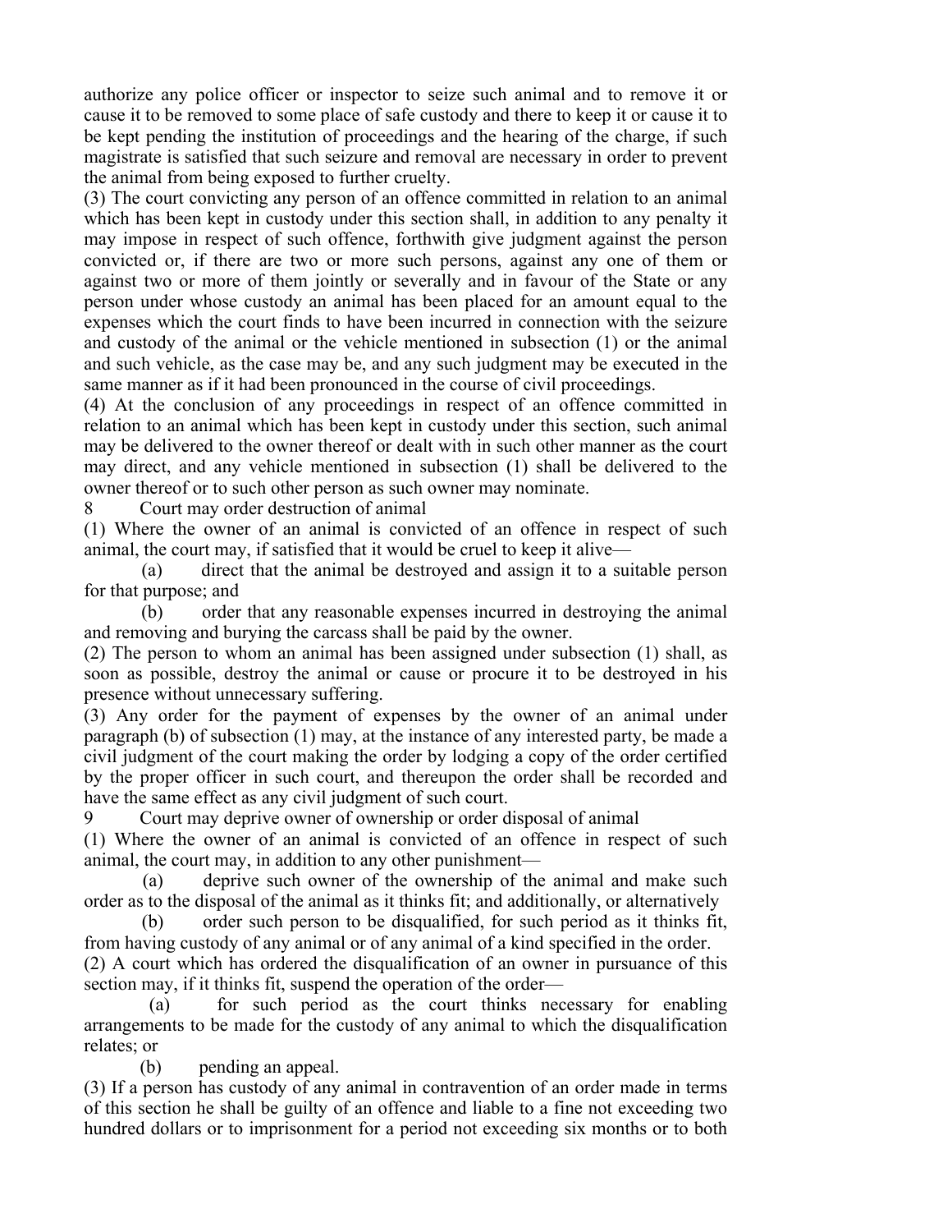authorize any police officer or inspector to seize such animal and to remove it or cause it to be removed to some place of safe custody and there to keep it or cause it to be kept pending the institution of proceedings and the hearing of the charge, if such magistrate is satisfied that such seizure and removal are necessary in order to prevent the animal from being exposed to further cruelty.

(3) The court convicting any person of an offence committed in relation to an animal which has been kept in custody under this section shall, in addition to any penalty it may impose in respect of such offence, forthwith give judgment against the person convicted or, if there are two or more such persons, against any one of them or against two or more of them jointly or severally and in favour of the State or any person under whose custody an animal has been placed for an amount equal to the expenses which the court finds to have been incurred in connection with the seizure and custody of the animal or the vehicle mentioned in subsection (1) or the animal and such vehicle, as the case may be, and any such judgment may be executed in the same manner as if it had been pronounced in the course of civil proceedings.

(4) At the conclusion of any proceedings in respect of an offence committed in relation to an animal which has been kept in custody under this section, such animal may be delivered to the owner thereof or dealt with in such other manner as the court may direct, and any vehicle mentioned in subsection (1) shall be delivered to the owner thereof or to such other person as such owner may nominate.

## 8 Court may order destruction of animal

(1) Where the owner of an animal is convicted of an offence in respect of such animal, the court may, if satisfied that it would be cruel to keep it alive—

(a) direct that the animal be destroyed and assign it to a suitable person for that purpose; and

(b) order that any reasonable expenses incurred in destroying the animal and removing and burying the carcass shall be paid by the owner.

(2) The person to whom an animal has been assigned under subsection (1) shall, as soon as possible, destroy the animal or cause or procure it to be destroyed in his presence without unnecessary suffering.

(3) Any order for the payment of expenses by the owner of an animal under paragraph (b) of subsection (1) may, at the instance of any interested party, be made a civil judgment of the court making the order by lodging a copy of the order certified by the proper officer in such court, and thereupon the order shall be recorded and have the same effect as any civil judgment of such court.

## 9 Court may deprive owner of ownership or order disposal of animal

(1) Where the owner of an animal is convicted of an offence in respect of such animal, the court may, in addition to any other punishment—

(a) deprive such owner of the ownership of the animal and make such order as to the disposal of the animal as it thinks fit; and additionally, or alternatively

(b) order such person to be disqualified, for such period as it thinks fit, from having custody of any animal or of any animal of a kind specified in the order.

(2) A court which has ordered the disqualification of an owner in pursuance of this section may, if it thinks fit, suspend the operation of the order—

(a) for such period as the court thinks necessary for enabling arrangements to be made for the custody of any animal to which the disqualification relates; or

(b) pending an appeal.

(3) If a person has custody of any animal in contravention of an order made in terms of this section he shall be guilty of an offence and liable to a fine not exceeding two hundred dollars or to imprisonment for a period not exceeding six months or to both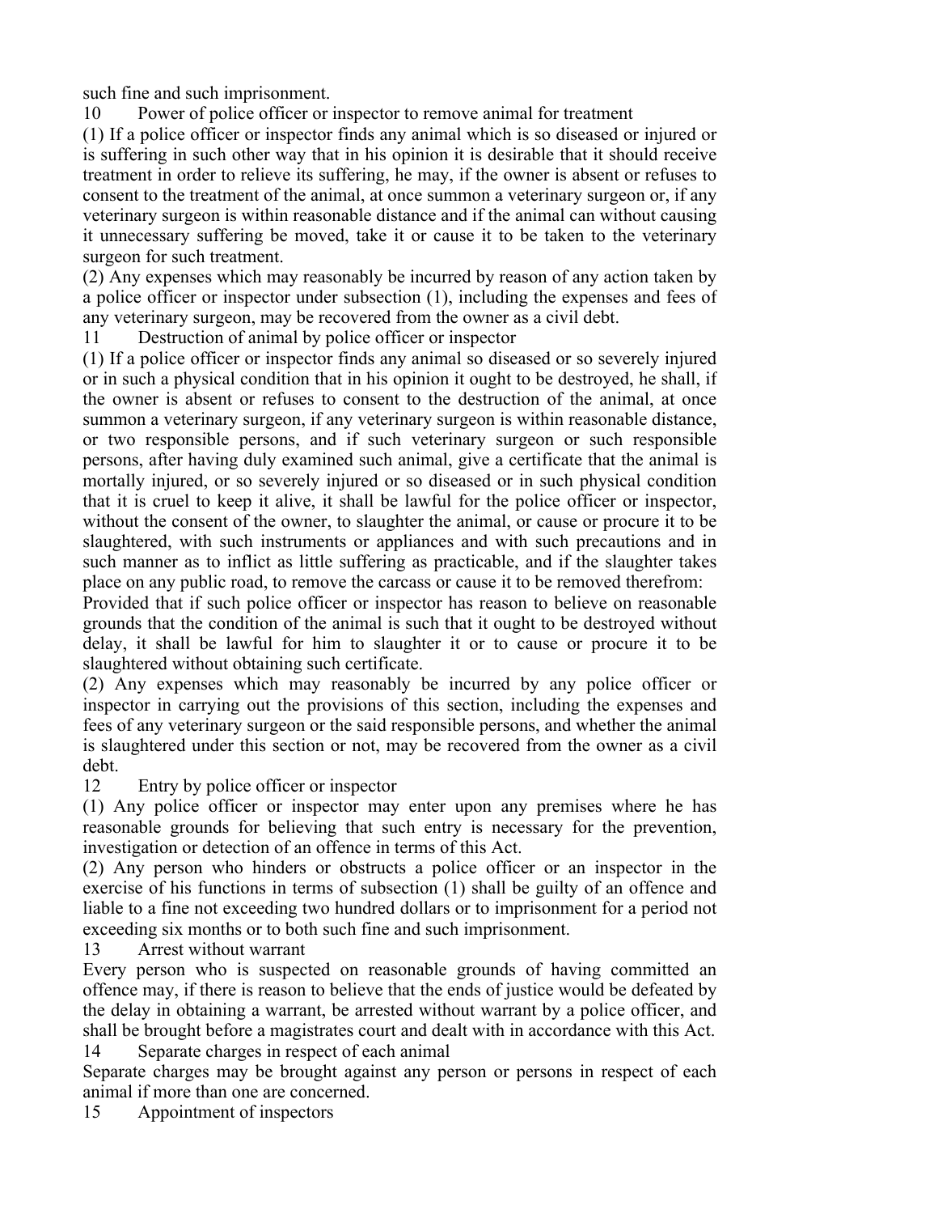such fine and such imprisonment.

## 10 Power of police officer or inspector to remove animal for treatment

(1) If a police officer or inspector finds any animal which is so diseased or injured or is suffering in such other way that in his opinion it is desirable that it should receive treatment in order to relieve its suffering, he may, if the owner is absent or refuses to consent to the treatment of the animal, at once summon a veterinary surgeon or, if any veterinary surgeon is within reasonable distance and if the animal can without causing it unnecessary suffering be moved, take it or cause it to be taken to the veterinary surgeon for such treatment.

(2) Any expenses which may reasonably be incurred by reason of any action taken by a police officer or inspector under subsection (1), including the expenses and fees of any veterinary surgeon, may be recovered from the owner as a civil debt.

## 11 Destruction of animal by police officer or inspector

(1) If a police officer or inspector finds any animal so diseased or so severely injured or in such a physical condition that in his opinion it ought to be destroyed, he shall, if the owner is absent or refuses to consent to the destruction of the animal, at once summon a veterinary surgeon, if any veterinary surgeon is within reasonable distance, or two responsible persons, and if such veterinary surgeon or such responsible persons, after having duly examined such animal, give a certificate that the animal is mortally injured, or so severely injured or so diseased or in such physical condition that it is cruel to keep it alive, it shall be lawful for the police officer or inspector, without the consent of the owner, to slaughter the animal, or cause or procure it to be slaughtered, with such instruments or appliances and with such precautions and in such manner as to inflict as little suffering as practicable, and if the slaughter takes place on any public road, to remove the carcass or cause it to be removed therefrom:

Provided that if such police officer or inspector has reason to believe on reasonable grounds that the condition of the animal is such that it ought to be destroyed without delay, it shall be lawful for him to slaughter it or to cause or procure it to be slaughtered without obtaining such certificate.

(2) Any expenses which may reasonably be incurred by any police officer or inspector in carrying out the provisions of this section, including the expenses and fees of any veterinary surgeon or the said responsible persons, and whether the animal is slaughtered under this section or not, may be recovered from the owner as a civil debt.

## 12 Entry by police officer or inspector

(1) Any police officer or inspector may enter upon any premises where he has reasonable grounds for believing that such entry is necessary for the prevention, investigation or detection of an offence in terms of this Act.

(2) Any person who hinders or obstructs a police officer or an inspector in the exercise of his functions in terms of subsection (1) shall be guilty of an offence and liable to a fine not exceeding two hundred dollars or to imprisonment for a period not exceeding six months or to both such fine and such imprisonment.

## 13 Arrest without warrant

Every person who is suspected on reasonable grounds of having committed an offence may, if there is reason to believe that the ends of justice would be defeated by the delay in obtaining a warrant, be arrested without warrant by a police officer, and shall be brought before a magistrates court and dealt with in accordance with this Act.

## 14 Separate charges in respect of each animal

Separate charges may be brought against any person or persons in respect of each animal if more than one are concerned.

## 15 Appointment of inspectors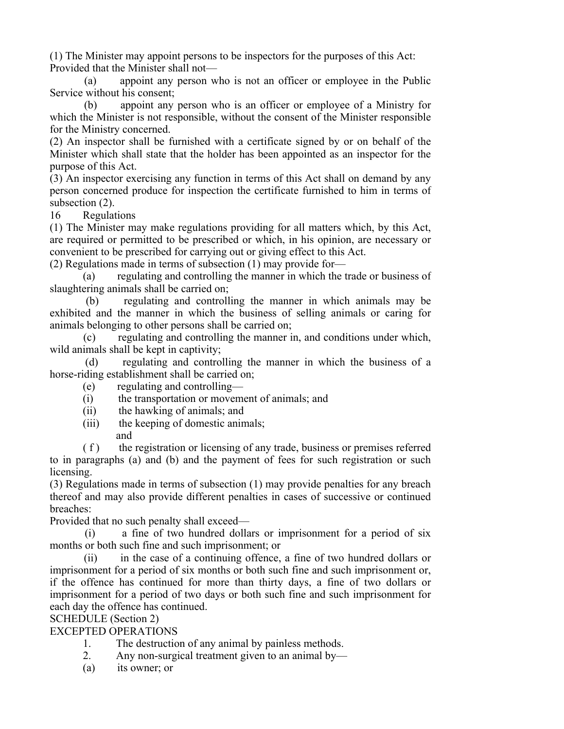(1) The Minister may appoint persons to be inspectors for the purposes of this Act: Provided that the Minister shall not—

(a) appoint any person who is not an officer or employee in the Public Service without his consent;

(b) appoint any person who is an officer or employee of a Ministry for which the Minister is not responsible, without the consent of the Minister responsible for the Ministry concerned.

(2) An inspector shall be furnished with a certificate signed by or on behalf of the Minister which shall state that the holder has been appointed as an inspector for the purpose of this Act.

(3) An inspector exercising any function in terms of this Act shall on demand by any person concerned produce for inspection the certificate furnished to him in terms of subsection (2).

16 Regulations

(1) The Minister may make regulations providing for all matters which, by this Act, are required or permitted to be prescribed or which, in his opinion, are necessary or convenient to be prescribed for carrying out or giving effect to this Act.

(2) Regulations made in terms of subsection (1) may provide for—

(a) regulating and controlling the manner in which the trade or business of slaughtering animals shall be carried on;

(b) regulating and controlling the manner in which animals may be exhibited and the manner in which the business of selling animals or caring for animals belonging to other persons shall be carried on;

(c) regulating and controlling the manner in, and conditions under which, wild animals shall be kept in captivity;

(d) regulating and controlling the manner in which the business of a horse-riding establishment shall be carried on;

(e) regulating and controlling—

(i) the transportation or movement of animals; and

(ii) the hawking of animals; and

(iii) the keeping of domestic animals;

and

(f) the registration or licensing of any trade, business or premises referred to in paragraphs (a) and (b) and the payment of fees for such registration or such licensing.

(3) Regulations made in terms of subsection (1) may provide penalties for any breach thereof and may also provide different penalties in cases of successive or continued breaches:

Provided that no such penalty shall exceed—

(i) a fine of two hundred dollars or imprisonment for a period of six months or both such fine and such imprisonment; or

(ii) in the case of a continuing offence, a fine of two hundred dollars or imprisonment for a period of six months or both such fine and such imprisonment or, if the offence has continued for more than thirty days, a fine of two dollars or imprisonment for a period of two days or both such fine and such imprisonment for each day the offence has continued.

SCHEDULE (Section 2)

EXCEPTED OPERATIONS

1. The destruction of any animal by painless methods.
2. Any non-surgical treatment given to an animal by—

(a) its owner; or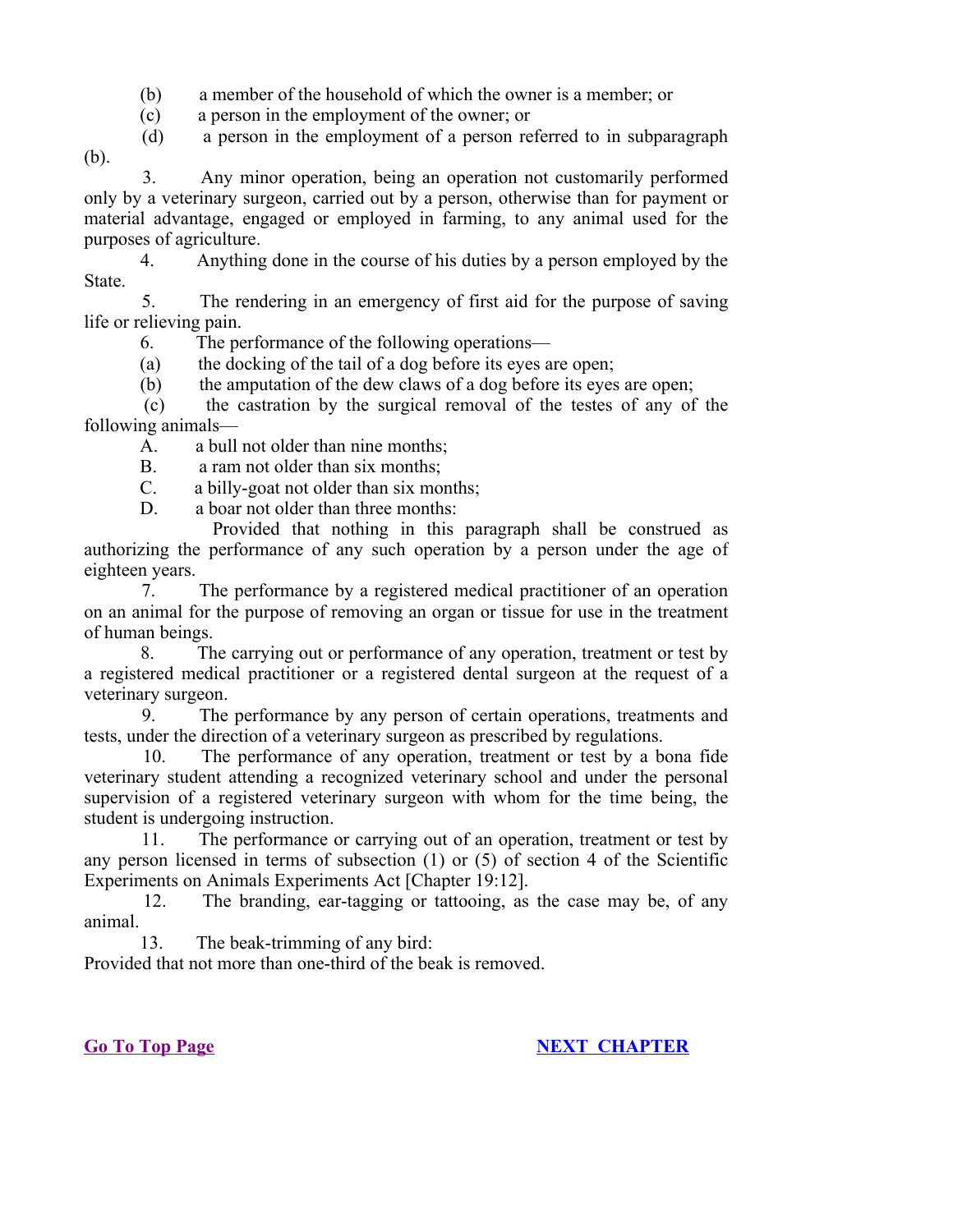(b) a member of the household of which the owner is a member; or

(c) a person in the employment of the owner; or

(d) a person in the employment of a person referred to in subparagraph (b).

3. Any minor operation, being an operation not customarily performed only by a veterinary surgeon, carried out by a person, otherwise than for payment or material advantage, engaged or employed in farming, to any animal used for the purposes of agriculture.

4. Anything done in the course of his duties by a person employed by the State.

5. The rendering in an emergency of first aid for the purpose of saving life or relieving pain.

6. The performance of the following operations—

(a) the docking of the tail of a dog before its eyes are open;

(b) the amputation of the dew claws of a dog before its eyes are open;

(c) the castration by the surgical removal of the testes of any of the following animals—

A. a bull not older than nine months;

B. a ram not older than six months;

C. a billy-goat not older than six months;

D. a boar not older than three months:

Provided that nothing in this paragraph shall be construed as authorizing the performance of any such operation by a person under the age of eighteen years.

7. The performance by a registered medical practitioner of an operation on an animal for the purpose of removing an organ or tissue for use in the treatment of human beings.

8. The carrying out or performance of any operation, treatment or test by a registered medical practitioner or a registered dental surgeon at the request of a veterinary surgeon.

9. The performance by any person of certain operations, treatments and tests, under the direction of a veterinary surgeon as prescribed by regulations.

10. The performance of any operation, treatment or test by a bona fide veterinary student attending a recognized veterinary school and under the personal supervision of a registered veterinary surgeon with whom for the time being, the student is undergoing instruction.

11. The performance or carrying out of an operation, treatment or test by any person licensed in terms of subsection (1) or (5) of section 4 of the Scientific Experiments on Animals Experiments Act [Chapter 19:12].

12. The branding, ear-tagging or tattooing, as the case may be, of any animal.

13. The beak-trimming of any bird:
Provided that not more than one-third of the beak is removed.

**Go To Top Page** **NEXT CHAPTER**